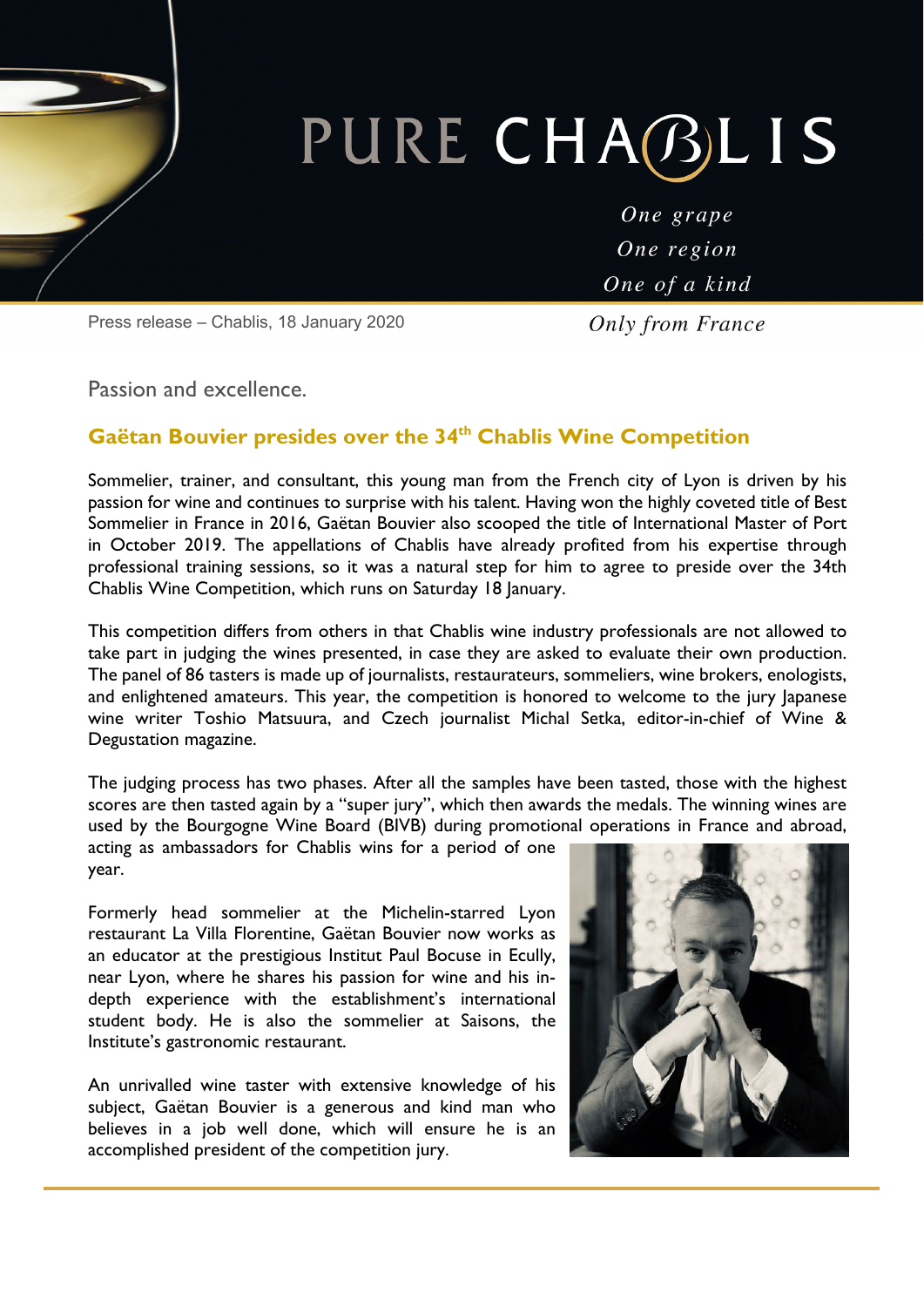# PURE CHABLIS

*One grape*
*One region*
*One of a kind*
*Only from France*

Press release – Chablis, 18 January 2020

Passion and excellence.

## Gaëtan Bouvier presides over the 34th Chablis Wine Competition

Sommelier, trainer, and consultant, this young man from the French city of Lyon is driven by his passion for wine and continues to surprise with his talent. Having won the highly coveted title of Best Sommelier in France in 2016, Gaëtan Bouvier also scooped the title of International Master of Port in October 2019. The appellations of Chablis have already profited from his expertise through professional training sessions, so it was a natural step for him to agree to preside over the 34th Chablis Wine Competition, which runs on Saturday 18 January.

This competition differs from others in that Chablis wine industry professionals are not allowed to take part in judging the wines presented, in case they are asked to evaluate their own production. The panel of 86 tasters is made up of journalists, restaurateurs, sommeliers, wine brokers, enologists, and enlightened amateurs. This year, the competition is honored to welcome to the jury Japanese wine writer Toshio Matsuura, and Czech journalist Michal Setka, editor-in-chief of Wine & Degustation magazine.

The judging process has two phases. After all the samples have been tasted, those with the highest scores are then tasted again by a "super jury", which then awards the medals. The winning wines are used by the Bourgogne Wine Board (BIVB) during promotional operations in France and abroad, acting as ambassadors for Chablis wins for a period of one year.

Formerly head sommelier at the Michelin-starred Lyon restaurant La Villa Florentine, Gaëtan Bouvier now works as an educator at the prestigious Institut Paul Bocuse in Ecully, near Lyon, where he shares his passion for wine and his in-depth experience with the establishment's international student body. He is also the sommelier at Saisons, the Institute's gastronomic restaurant.

An unrivalled wine taster with extensive knowledge of his subject, Gaëtan Bouvier is a generous and kind man who believes in a job well done, which will ensure he is an accomplished president of the competition jury.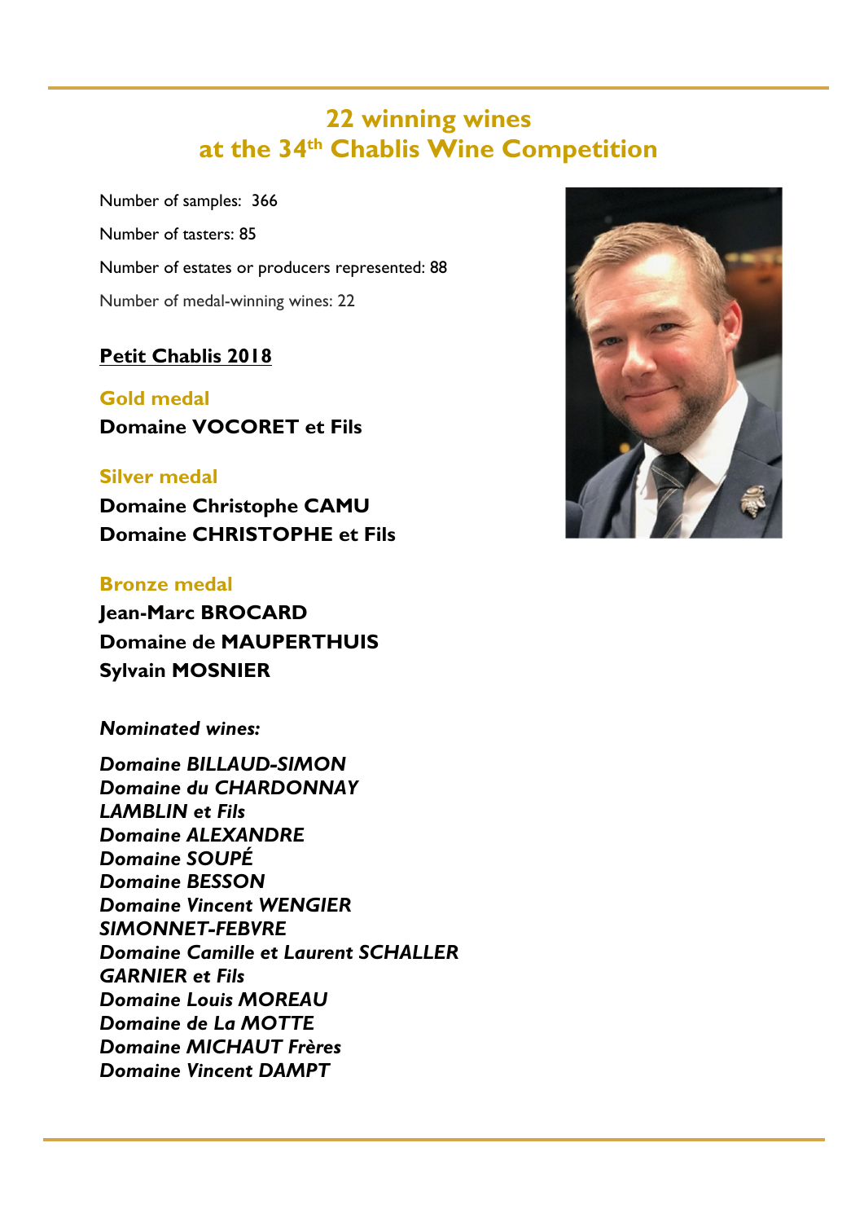# 22 winning wines at the 34th Chablis Wine Competition

Number of samples: 366

Number of tasters: 85

Number of estates or producers represented: 88

Number of medal-winning wines: 22

## Petit Chablis 2018

### Gold medal

**Domaine VOCORET et Fils**

### Silver medal

**Domaine Christophe CAMU**
**Domaine CHRISTOPHE et Fils**

### Bronze medal

**Jean-Marc BROCARD**
**Domaine de MAUPERTHUIS**
**Sylvain MOSNIER**

***Nominated wines:***

***Domaine BILLAUD-SIMON***
***Domaine du CHARDONNAY***
***LAMBLIN et Fils***
***Domaine ALEXANDRE***
***Domaine SOUPÉ***
***Domaine BESSON***
***Domaine Vincent WENGIER***
***SIMONNET-FEBVRE***
***Domaine Camille et Laurent SCHALLER***
***GARNIER et Fils***
***Domaine Louis MOREAU***
***Domaine de La MOTTE***
***Domaine MICHAUT Frères***
***Domaine Vincent DAMPT***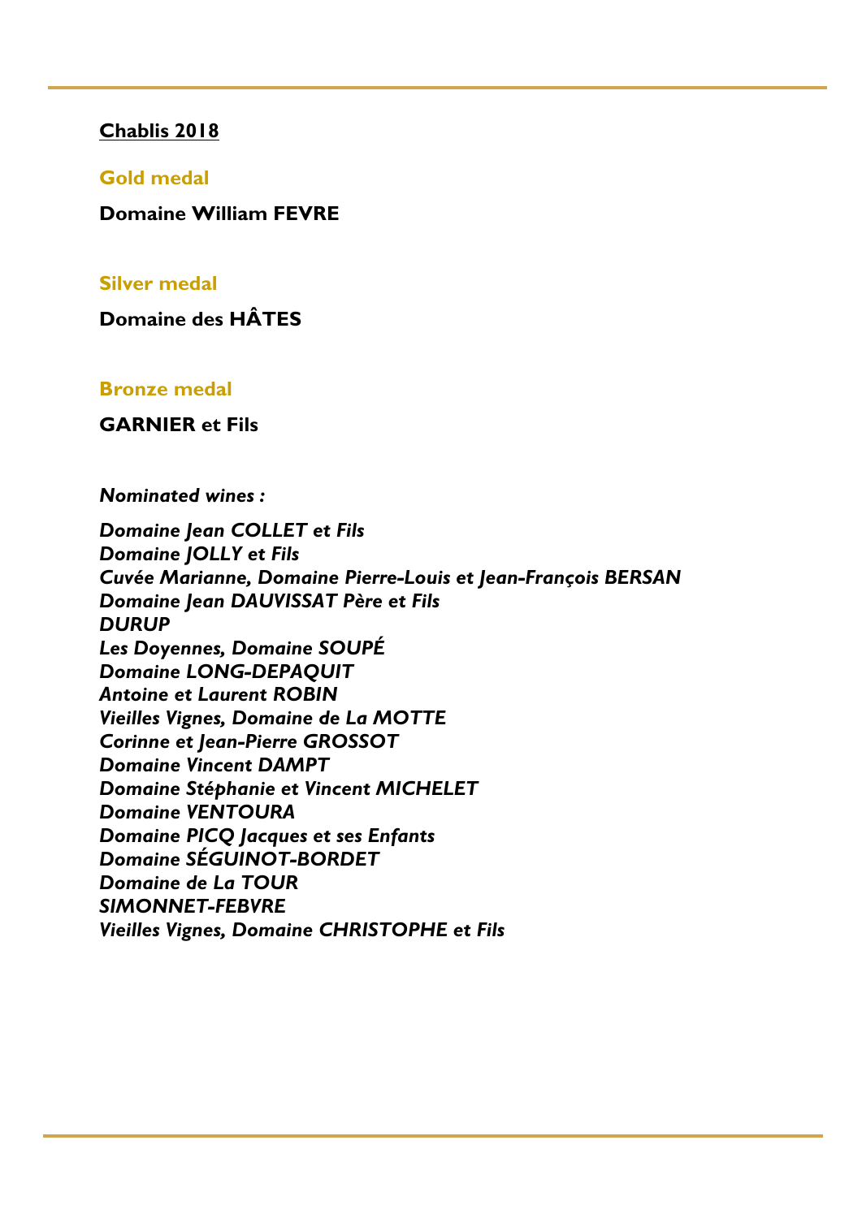## Chablis 2018

### Gold medal

**Domaine William FEVRE**

### Silver medal

**Domaine des HÂTES**

### Bronze medal

**GARNIER et Fils**

***Nominated wines :***

***Domaine Jean COLLET et Fils***  
***Domaine JOLLY et Fils***  
***Cuvée Marianne, Domaine Pierre-Louis et Jean-François BERSAN***  
***Domaine Jean DAUVISSAT Père et Fils***  
***DURUP***  
***Les Doyennes, Domaine SOUPÉ***  
***Domaine LONG-DEPAQUIT***  
***Antoine et Laurent ROBIN***  
***Vieilles Vignes, Domaine de La MOTTE***  
***Corinne et Jean-Pierre GROSSOT***  
***Domaine Vincent DAMPT***  
***Domaine Stéphanie et Vincent MICHELET***  
***Domaine VENTOURA***  
***Domaine PICQ Jacques et ses Enfants***  
***Domaine SÉGUINOT-BORDET***  
***Domaine de La TOUR***  
***SIMONNET-FEBVRE***  
***Vieilles Vignes, Domaine CHRISTOPHE et Fils***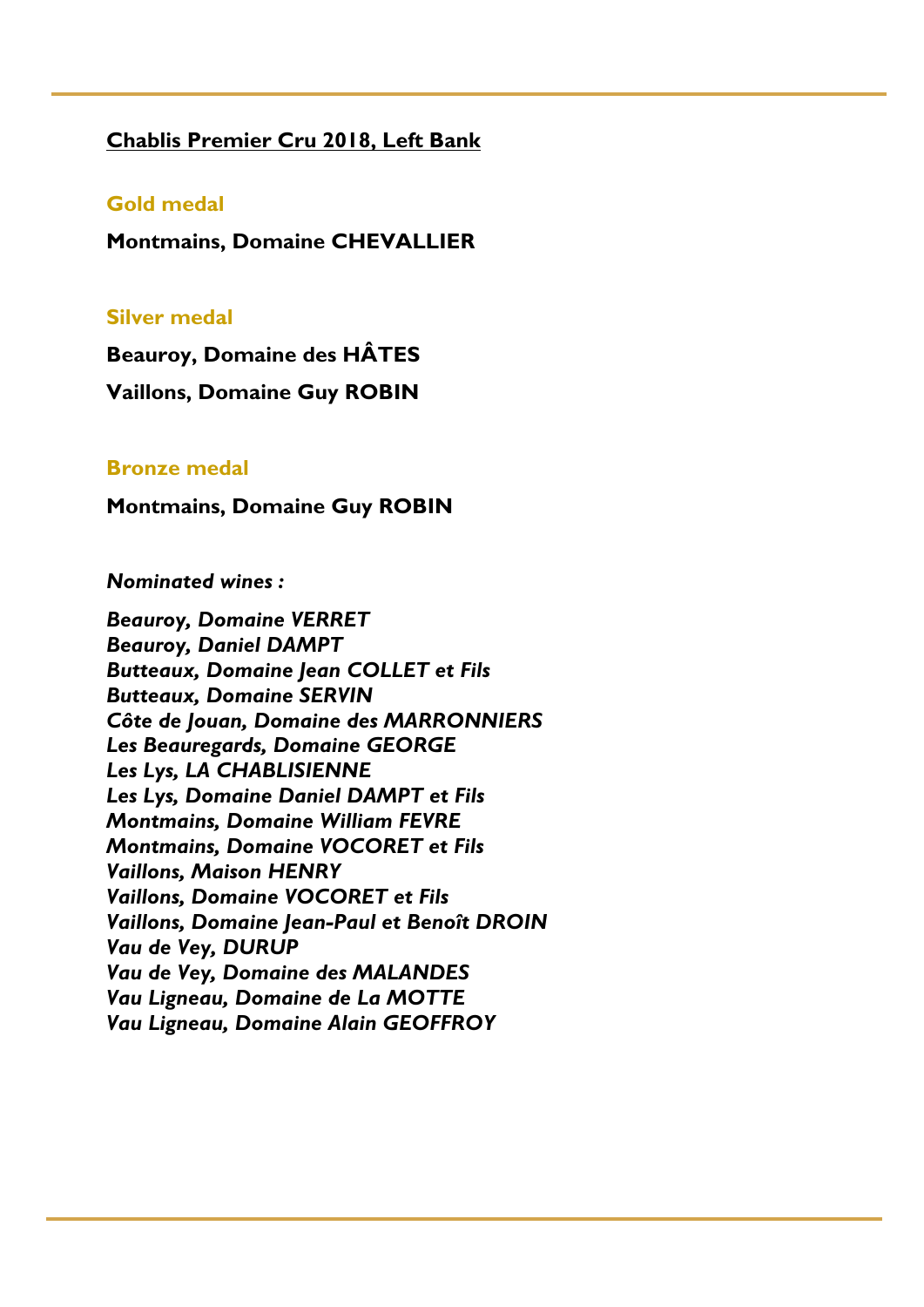## **Chablis Premier Cru 2018, Left Bank**

### Gold medal

**Montmains, Domaine CHEVALLIER**

### Silver medal

**Beauroy, Domaine des HÂTES**

**Vaillons, Domaine Guy ROBIN**

### Bronze medal

**Montmains, Domaine Guy ROBIN**

***Nominated wines :***

***Beauroy, Domaine VERRET***
***Beauroy, Daniel DAMPT***
***Butteaux, Domaine Jean COLLET et Fils***
***Butteaux, Domaine SERVIN***
***Côte de Jouan, Domaine des MARRONNIERS***
***Les Beauregards, Domaine GEORGE***
***Les Lys, LA CHABLISIENNE***
***Les Lys, Domaine Daniel DAMPT et Fils***
***Montmains, Domaine William FEVRE***
***Montmains, Domaine VOCORET et Fils***
***Vaillons, Maison HENRY***
***Vaillons, Domaine VOCORET et Fils***
***Vaillons, Domaine Jean-Paul et Benoît DROIN***
***Vau de Vey, DURUP***
***Vau de Vey, Domaine des MALANDES***
***Vau Ligneau, Domaine de La MOTTE***
***Vau Ligneau, Domaine Alain GEOFFROY***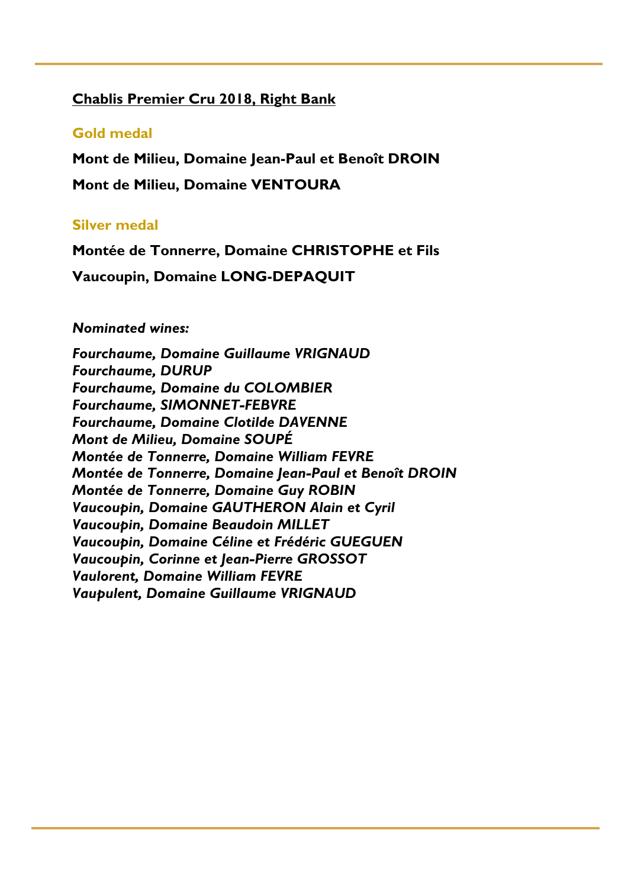## Chablis Premier Cru 2018, Right Bank

### Gold medal

**Mont de Milieu, Domaine Jean-Paul et Benoît DROIN**

**Mont de Milieu, Domaine VENTOURA**

### Silver medal

**Montée de Tonnerre, Domaine CHRISTOPHE et Fils**

**Vaucoupin, Domaine LONG-DEPAQUIT**

***Nominated wines:***

***Fourchaume, Domaine Guillaume VRIGNAUD***  
***Fourchaume, DURUP***  
***Fourchaume, Domaine du COLOMBIER***  
***Fourchaume, SIMONNET-FEBVRE***  
***Fourchaume, Domaine Clotilde DAVENNE***  
***Mont de Milieu, Domaine SOUPÉ***  
***Montée de Tonnerre, Domaine William FEVRE***  
***Montée de Tonnerre, Domaine Jean-Paul et Benoît DROIN***  
***Montée de Tonnerre, Domaine Guy ROBIN***  
***Vaucoupin, Domaine GAUTHERON Alain et Cyril***  
***Vaucoupin, Domaine Beaudoin MILLET***  
***Vaucoupin, Domaine Céline et Frédéric GUEGUEN***  
***Vaucoupin, Corinne et Jean-Pierre GROSSOT***  
***Vaulorent, Domaine William FEVRE***  
***Vaupulent, Domaine Guillaume VRIGNAUD***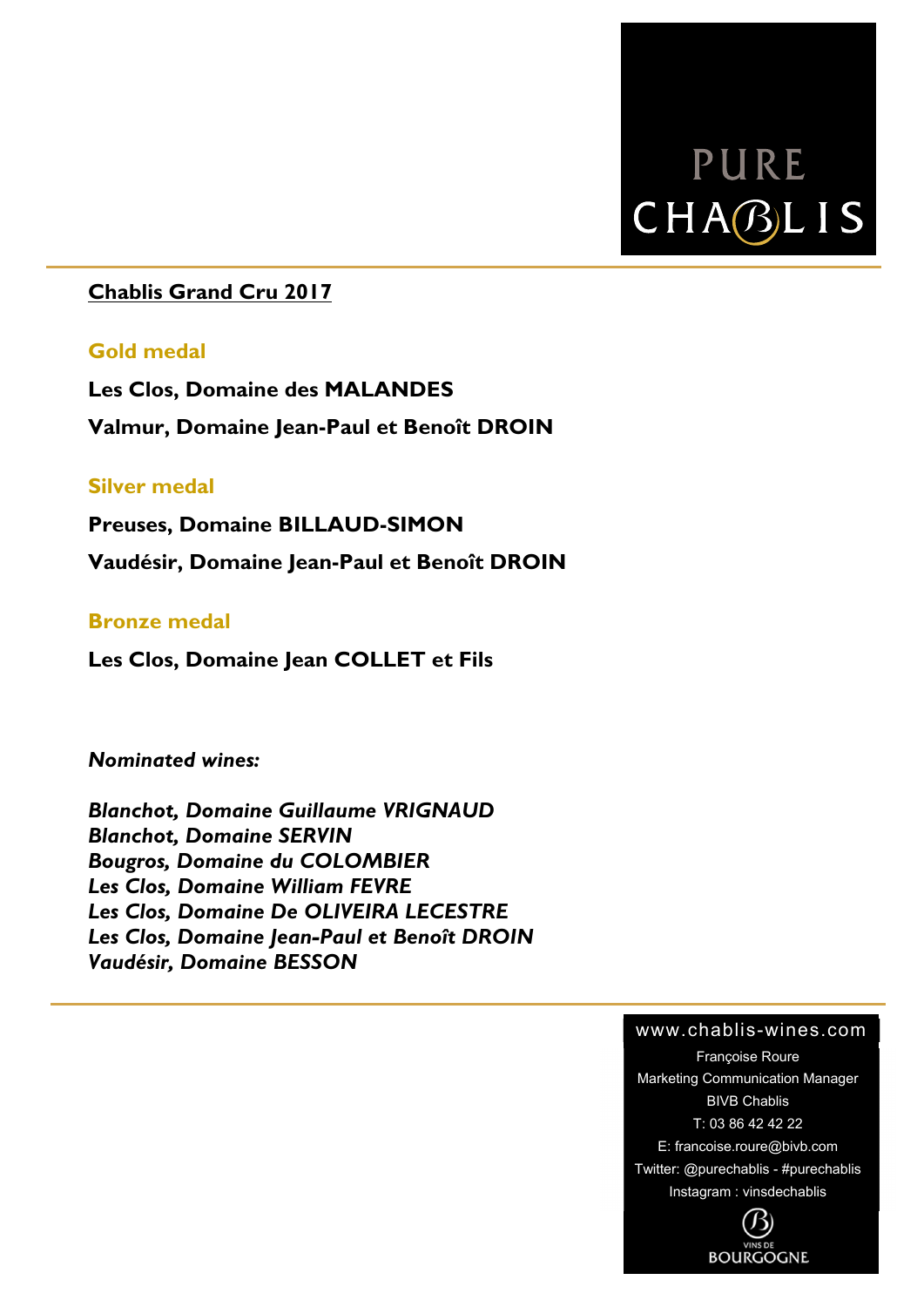PURE
CHABLIS

## Chablis Grand Cru 2017

### Gold medal

**Les Clos, Domaine des MALANDES**

**Valmur, Domaine Jean-Paul et Benoît DROIN**

### Silver medal

**Preuses, Domaine BILLAUD-SIMON**

**Vaudésir, Domaine Jean-Paul et Benoît DROIN**

### Bronze medal

**Les Clos, Domaine Jean COLLET et Fils**

***Nominated wines:***

***Blanchot, Domaine Guillaume VRIGNAUD***
***Blanchot, Domaine SERVIN***
***Bougros, Domaine du COLOMBIER***
***Les Clos, Domaine William FEVRE***
***Les Clos, Domaine De OLIVEIRA LECESTRE***
***Les Clos, Domaine Jean-Paul et Benoît DROIN***
***Vaudésir, Domaine BESSON***

www.chablis-wines.com
Françoise Roure
Marketing Communication Manager
BIVB Chablis
T: 03 86 42 42 22
E: francoise.roure@bivb.com
Twitter: @purechablis - #purechablis
Instagram : vinsdechablis

VINS DE BOURGOGNE